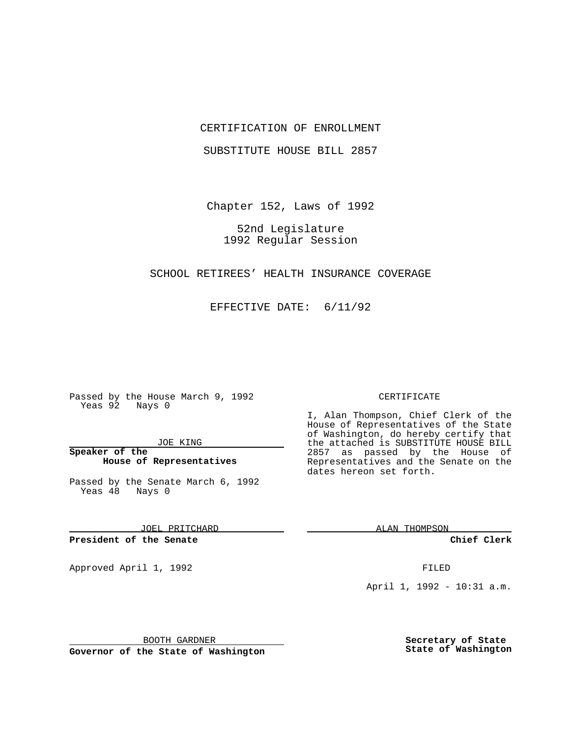CERTIFICATION OF ENROLLMENT

SUBSTITUTE HOUSE BILL 2857

Chapter 152, Laws of 1992

52nd Legislature
1992 Regular Session

SCHOOL RETIREES' HEALTH INSURANCE COVERAGE

EFFECTIVE DATE: 6/11/92

Passed by the House March 9, 1992
Yeas 92 Nays 0

JOE KING

**Speaker of the House of Representatives**

Passed by the Senate March 6, 1992
Yeas 48 Nays 0

JOEL PRITCHARD

**President of the Senate**

Approved April 1, 1992

BOOTH GARDNER

**Governor of the State of Washington**

CERTIFICATE

I, Alan Thompson, Chief Clerk of the House of Representatives of the State of Washington, do hereby certify that the attached is SUBSTITUTE HOUSE BILL 2857 as passed by the House of Representatives and the Senate on the dates hereon set forth.

ALAN THOMPSON

**Chief Clerk**

FILED

April 1, 1992 - 10:31 a.m.

**Secretary of State**
**State of Washington**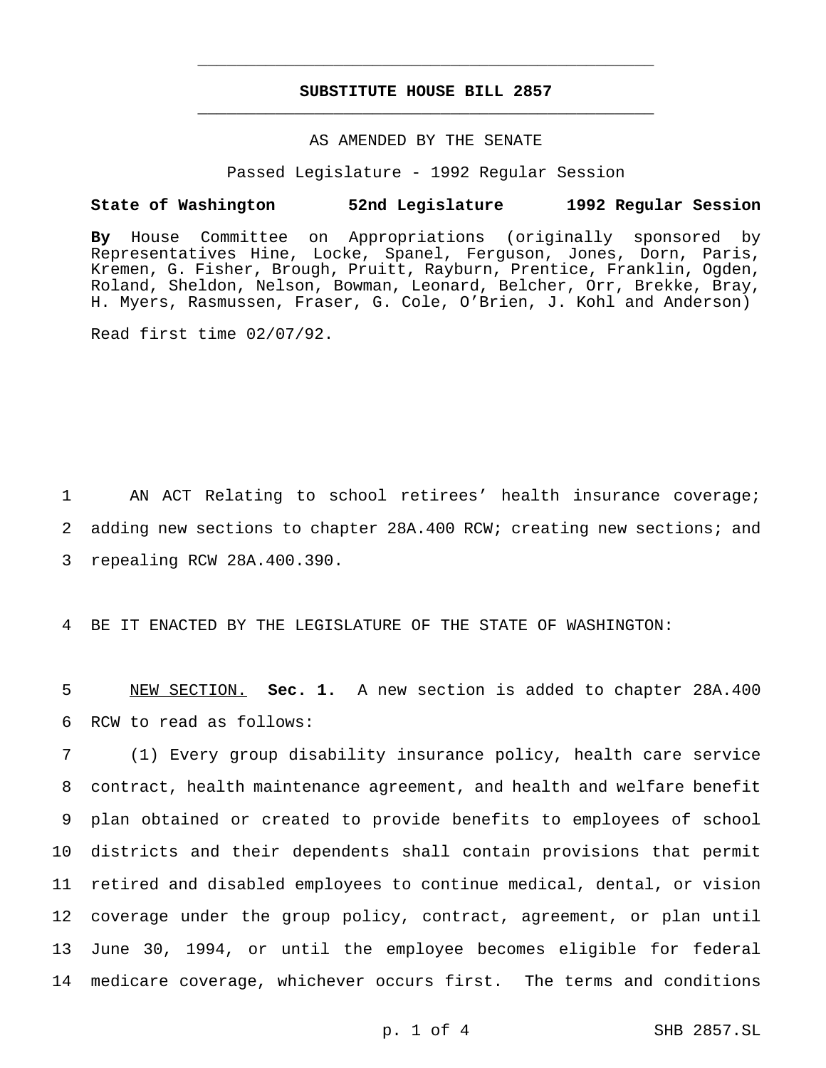# SUBSTITUTE HOUSE BILL 2857

AS AMENDED BY THE SENATE

Passed Legislature - 1992 Regular Session

**State of Washington 52nd Legislature 1992 Regular Session**

**By** House Committee on Appropriations (originally sponsored by Representatives Hine, Locke, Spanel, Ferguson, Jones, Dorn, Paris, Kremen, G. Fisher, Brough, Pruitt, Rayburn, Prentice, Franklin, Ogden, Roland, Sheldon, Nelson, Bowman, Leonard, Belcher, Orr, Brekke, Bray, H. Myers, Rasmussen, Fraser, G. Cole, O'Brien, J. Kohl and Anderson)

Read first time 02/07/92.

1 AN ACT Relating to school retirees' health insurance coverage; 2 adding new sections to chapter 28A.400 RCW; creating new sections; and 3 repealing RCW 28A.400.390.

4 BE IT ENACTED BY THE LEGISLATURE OF THE STATE OF WASHINGTON:

5 NEW SECTION. **Sec. 1.** A new section is added to chapter 28A.400 6 RCW to read as follows:

7 (1) Every group disability insurance policy, health care service 8 contract, health maintenance agreement, and health and welfare benefit 9 plan obtained or created to provide benefits to employees of school 10 districts and their dependents shall contain provisions that permit 11 retired and disabled employees to continue medical, dental, or vision 12 coverage under the group policy, contract, agreement, or plan until 13 June 30, 1994, or until the employee becomes eligible for federal 14 medicare coverage, whichever occurs first. The terms and conditions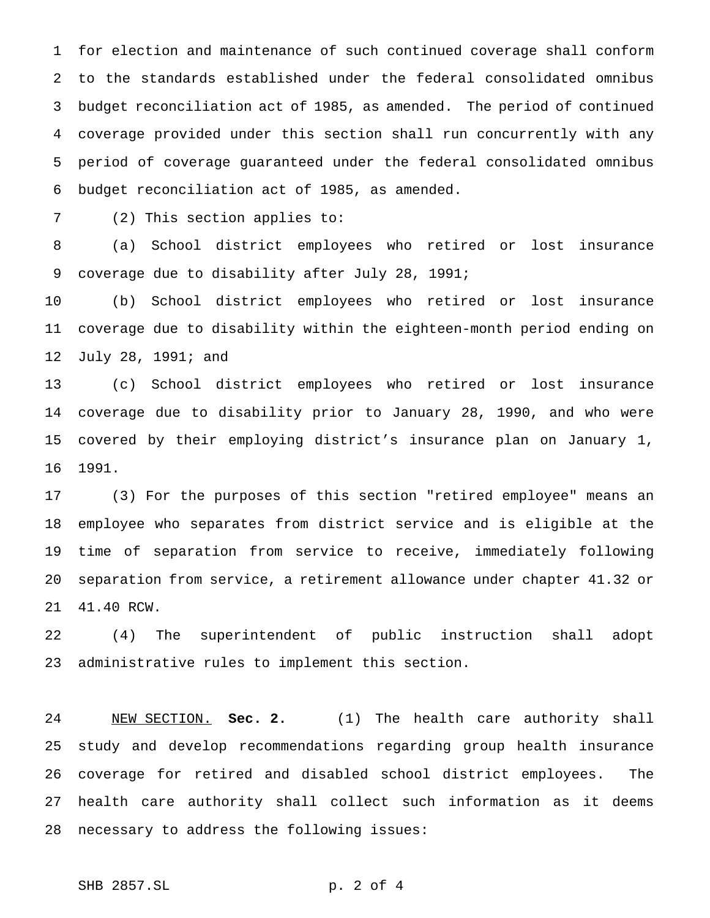for election and maintenance of such continued coverage shall conform to the standards established under the federal consolidated omnibus budget reconciliation act of 1985, as amended. The period of continued coverage provided under this section shall run concurrently with any period of coverage guaranteed under the federal consolidated omnibus budget reconciliation act of 1985, as amended.

(2) This section applies to:

(a) School district employees who retired or lost insurance coverage due to disability after July 28, 1991;

(b) School district employees who retired or lost insurance coverage due to disability within the eighteen-month period ending on July 28, 1991; and

(c) School district employees who retired or lost insurance coverage due to disability prior to January 28, 1990, and who were covered by their employing district's insurance plan on January 1, 1991.

(3) For the purposes of this section "retired employee" means an employee who separates from district service and is eligible at the time of separation from service to receive, immediately following separation from service, a retirement allowance under chapter 41.32 or 41.40 RCW.

(4) The superintendent of public instruction shall adopt administrative rules to implement this section.

NEW SECTION. **Sec. 2.** (1) The health care authority shall study and develop recommendations regarding group health insurance coverage for retired and disabled school district employees. The health care authority shall collect such information as it deems necessary to address the following issues: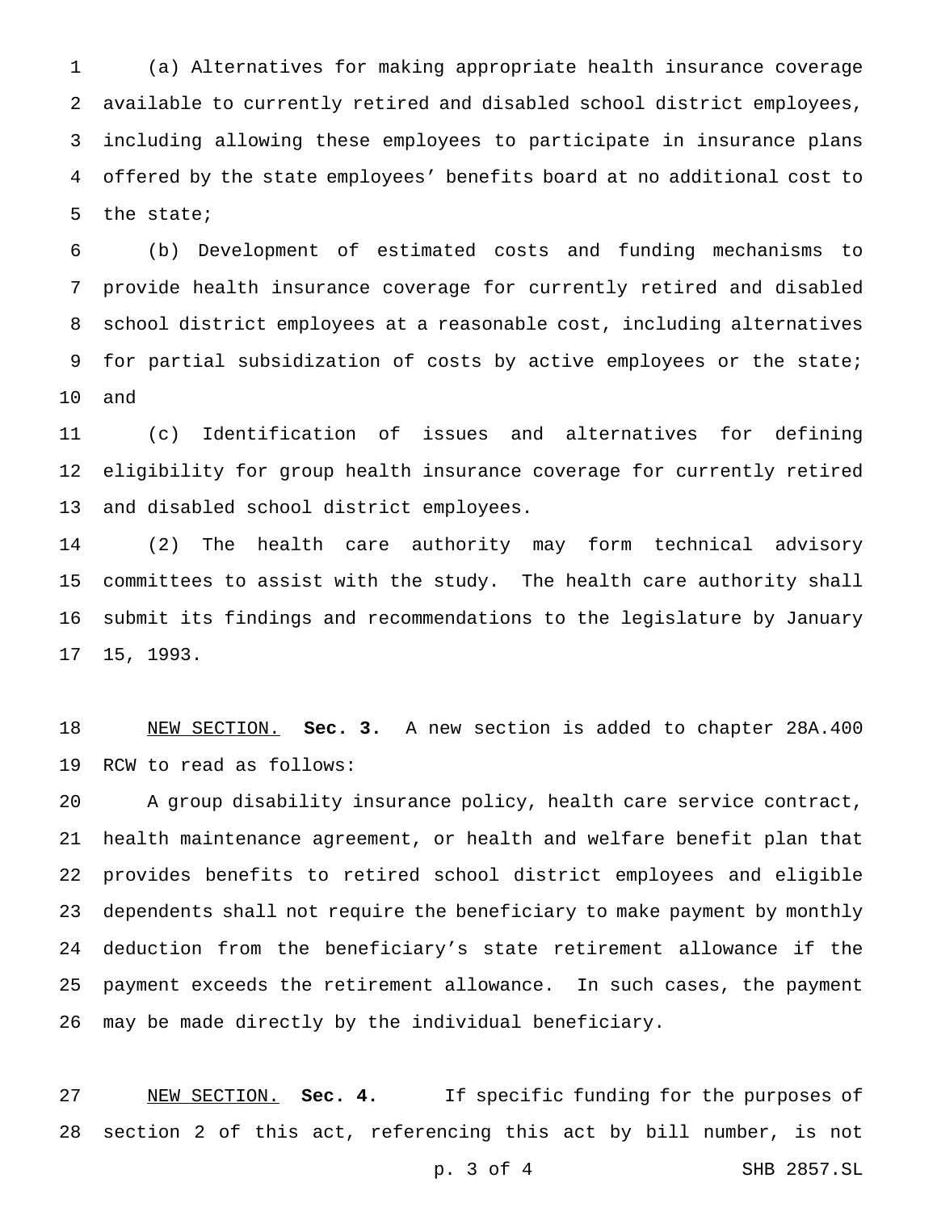(a) Alternatives for making appropriate health insurance coverage available to currently retired and disabled school district employees, including allowing these employees to participate in insurance plans offered by the state employees' benefits board at no additional cost to the state;

(b) Development of estimated costs and funding mechanisms to provide health insurance coverage for currently retired and disabled school district employees at a reasonable cost, including alternatives for partial subsidization of costs by active employees or the state; and

(c) Identification of issues and alternatives for defining eligibility for group health insurance coverage for currently retired and disabled school district employees.

(2) The health care authority may form technical advisory committees to assist with the study. The health care authority shall submit its findings and recommendations to the legislature by January 15, 1993.

NEW SECTION. **Sec. 3.** A new section is added to chapter 28A.400 RCW to read as follows:

A group disability insurance policy, health care service contract, health maintenance agreement, or health and welfare benefit plan that provides benefits to retired school district employees and eligible dependents shall not require the beneficiary to make payment by monthly deduction from the beneficiary's state retirement allowance if the payment exceeds the retirement allowance. In such cases, the payment may be made directly by the individual beneficiary.

NEW SECTION. **Sec. 4.** If specific funding for the purposes of section 2 of this act, referencing this act by bill number, is not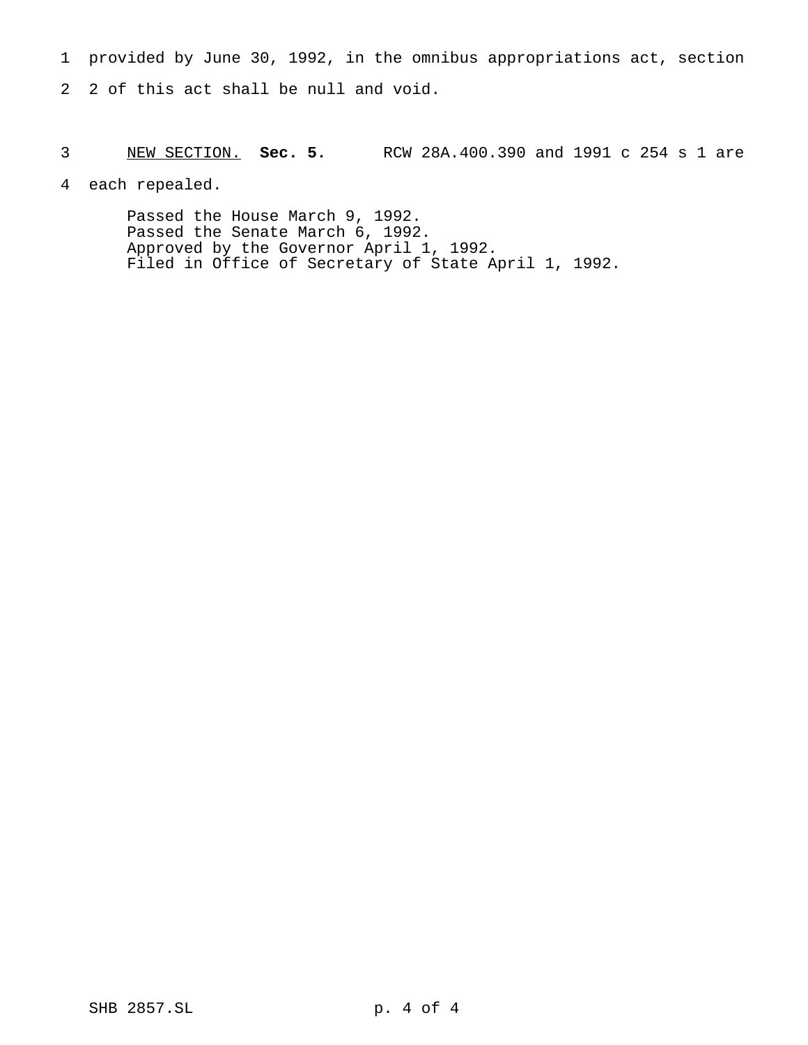provided by June 30, 1992, in the omnibus appropriations act, section 2 of this act shall be null and void.

NEW SECTION. **Sec. 5.** RCW 28A.400.390 and 1991 c 254 s 1 are each repealed.

Passed the House March 9, 1992.
Passed the Senate March 6, 1992.
Approved by the Governor April 1, 1992.
Filed in Office of Secretary of State April 1, 1992.